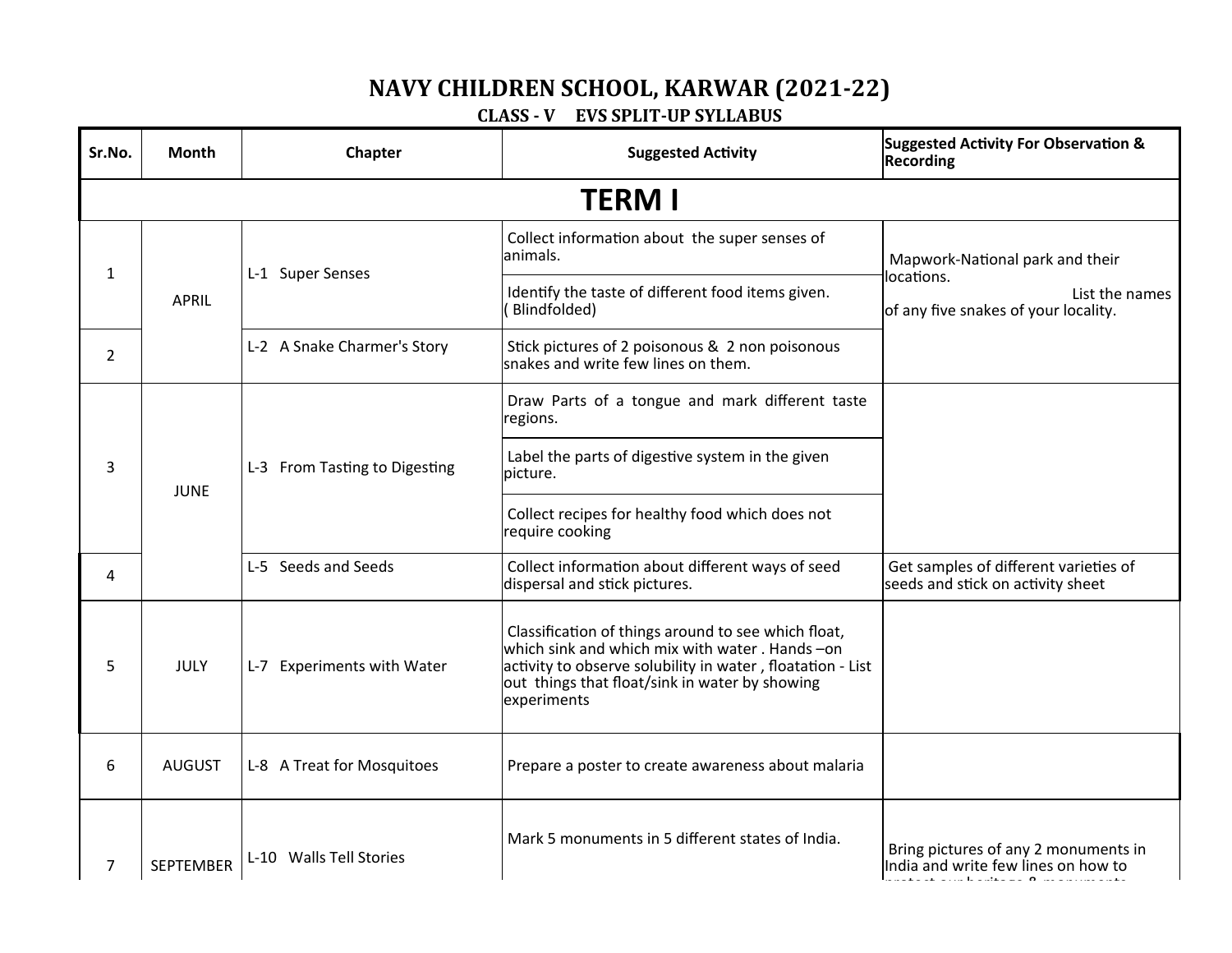# NAVY CHILDREN SCHOOL, KARWAR (2021-22)

## CLASS - V EVS SPLIT-UP SYLLABUS

| Sr.No. | Month | Chapter | Suggested Activity | Suggested Activity For Observation & Recording |
|---|---|---|---|---|
| **TERM I** | | | | |
| 1 | APRIL | L-1 Super Senses | Collect information about the super senses of animals. | Mapwork-National park and their locations. List the names of any five snakes of your locality. |
| | | | Identify the taste of different food items given. ( Blindfolded) | |
| 2 | | L-2 A Snake Charmer's Story | Stick pictures of 2 poisonous & 2 non poisonous snakes and write few lines on them. | |
| 3 | JUNE | L-3 From Tasting to Digesting | Draw Parts of a tongue and mark different taste regions. | |
| | | | Label the parts of digestive system in the given picture. | |
| | | | Collect recipes for healthy food which does not require cooking | |
| 4 | | L-5 Seeds and Seeds | Collect information about different ways of seed dispersal and stick pictures. | Get samples of different varieties of seeds and stick on activity sheet |
| 5 | JULY | L-7 Experiments with Water | Classification of things around to see which float, which sink and which mix with water . Hands –on activity to observe solubility in water , floatation - List out things that float/sink in water by showing experiments | |
| 6 | AUGUST | L-8 A Treat for Mosquitoes | Prepare a poster to create awareness about malaria | |
| 7 | SEPTEMBER | L-10 Walls Tell Stories | Mark 5 monuments in 5 different states of India. | Bring pictures of any 2 monuments in India and write few lines on how to protect our heritage & monuments |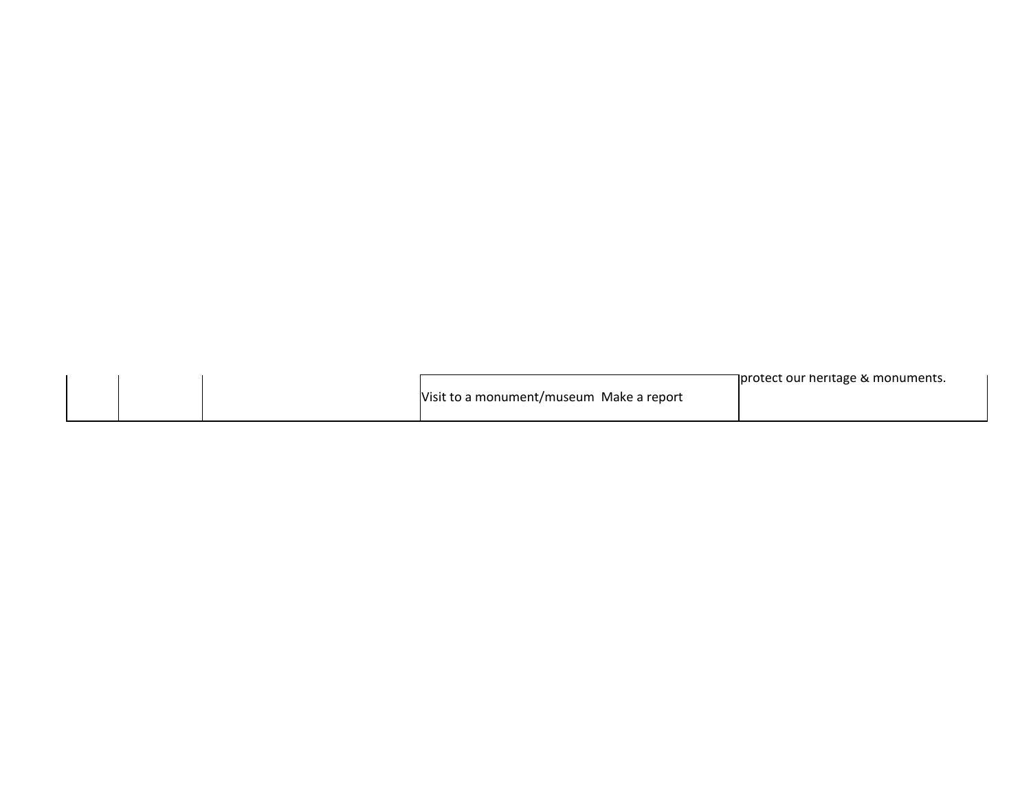|  |  |  | Visit to a monument/museum  Make a report | protect our heritage & monuments. |
|---|---|---|---|---|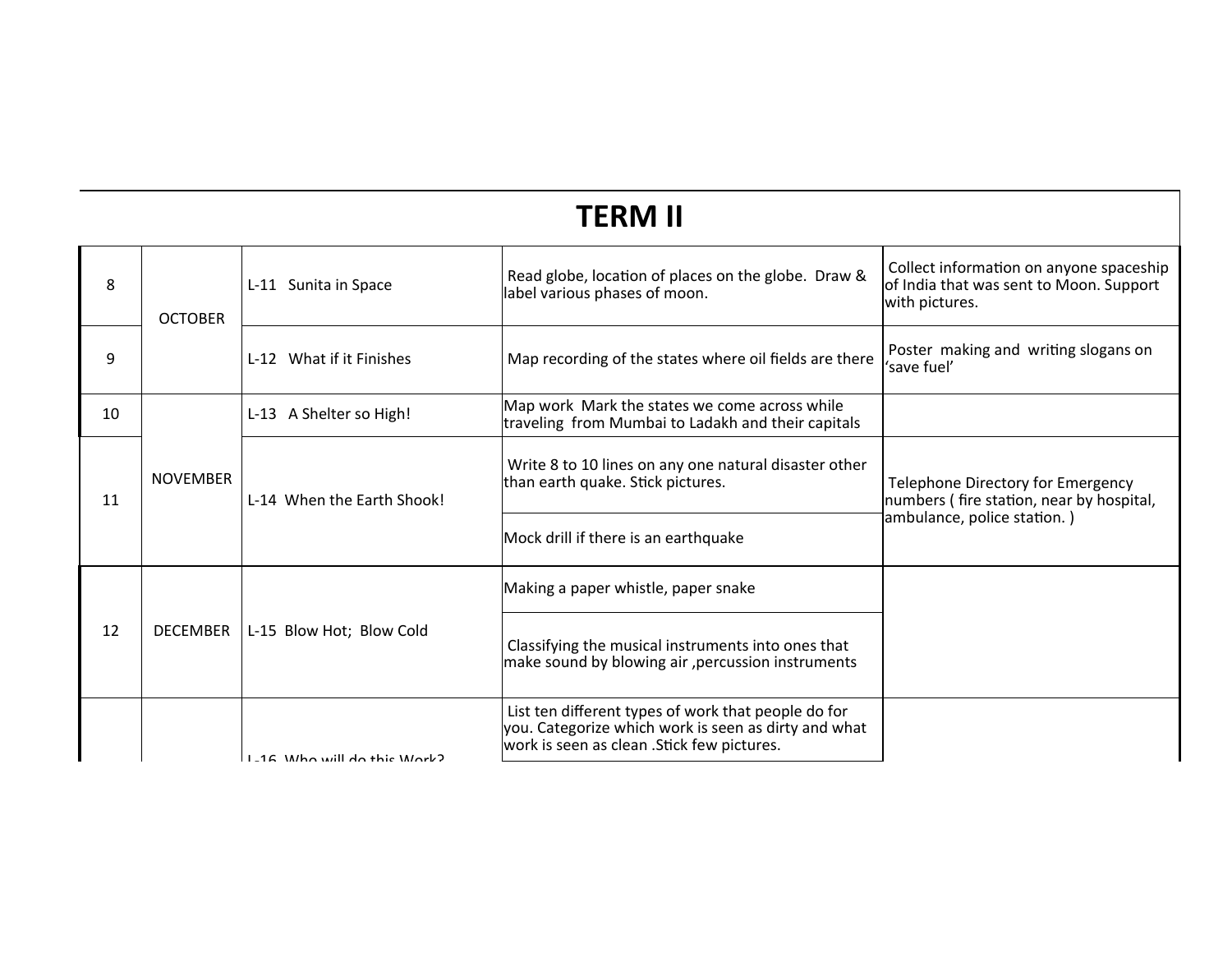## TERM II

| | | | | |
|---|---|---|---|---|
| 8 | OCTOBER | L-11 Sunita in Space | Read globe, location of places on the globe. Draw & label various phases of moon. | Collect information on anyone spaceship of India that was sent to Moon. Support with pictures. |
| 9 | | L-12 What if it Finishes | Map recording of the states where oil fields are there | Poster making and writing slogans on 'save fuel' |
| 10 | NOVEMBER | L-13 A Shelter so High! | Map work Mark the states we come across while traveling from Mumbai to Ladakh and their capitals | |
| 11 | | L-14 When the Earth Shook! | Write 8 to 10 lines on any one natural disaster other than earth quake. Stick pictures. | Telephone Directory for Emergency numbers ( fire station, near by hospital, ambulance, police station. ) |
| | | | Mock drill if there is an earthquake | |
| 12 | DECEMBER | L-15 Blow Hot; Blow Cold | Making a paper whistle, paper snake | |
| | | | Classifying the musical instruments into ones that make sound by blowing air ,percussion instruments | |
| | | L-16 Who will do this Work? | List ten different types of work that people do for you. Categorize which work is seen as dirty and what work is seen as clean .Stick few pictures. | |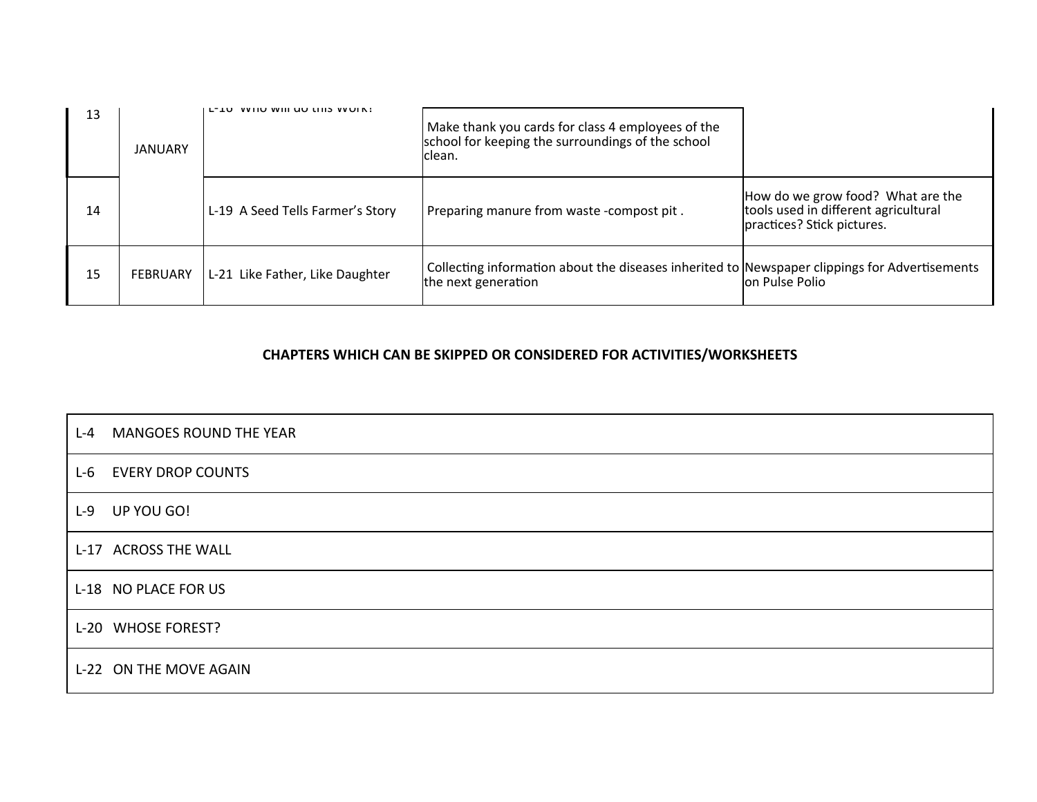| | | | | |
|---|---|---|---|---|
| 13 | JANUARY | L-16 Who will do this work? | Make thank you cards for class 4 employees of the school for keeping the surroundings of the school clean. | |
| 14 | | L-19 A Seed Tells Farmer's Story | Preparing manure from waste -compost pit . | How do we grow food? What are the tools used in different agricultural practices? Stick pictures. |
| 15 | FEBRUARY | L-21 Like Father, Like Daughter | Collecting information about the diseases inherited to the next generation | Newspaper clippings for Advertisements on Pulse Polio |

**CHAPTERS WHICH CAN BE SKIPPED OR CONSIDERED FOR ACTIVITIES/WORKSHEETS**

| |
|---|
| L-4 MANGOES ROUND THE YEAR |
| L-6 EVERY DROP COUNTS |
| L-9 UP YOU GO! |
| L-17 ACROSS THE WALL |
| L-18 NO PLACE FOR US |
| L-20 WHOSE FOREST? |
| L-22 ON THE MOVE AGAIN |